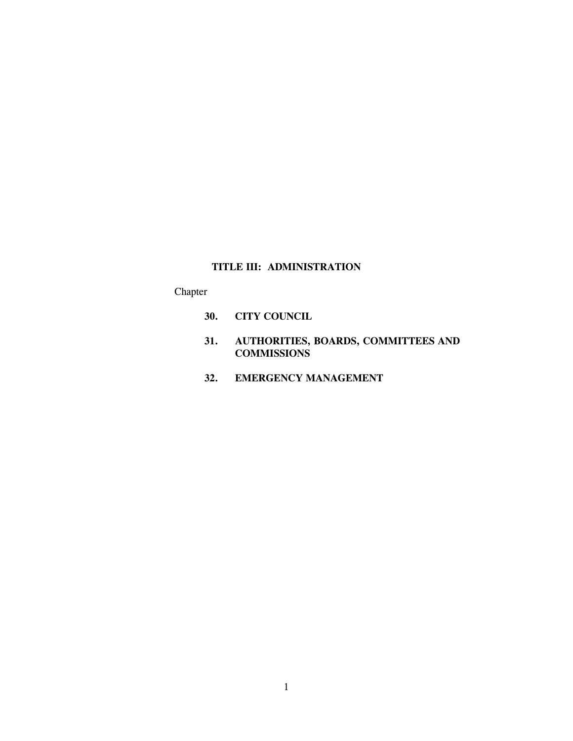# TITLE III: ADMINISTRATION

Chapter

**30. CITY COUNCIL**

**31. AUTHORITIES, BOARDS, COMMITTEES AND COMMISSIONS**

**32. EMERGENCY MANAGEMENT**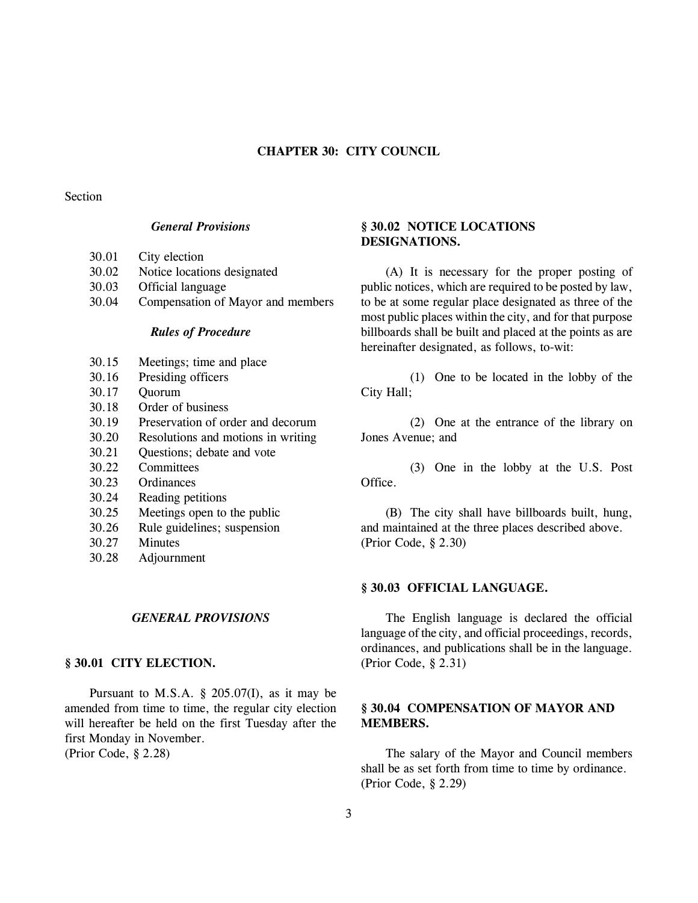# CHAPTER 30: CITY COUNCIL

Section

*General Provisions*

30.01 City election
30.02 Notice locations designated
30.03 Official language
30.04 Compensation of Mayor and members

*Rules of Procedure*

30.15 Meetings; time and place
30.16 Presiding officers
30.17 Quorum
30.18 Order of business
30.19 Preservation of order and decorum
30.20 Resolutions and motions in writing
30.21 Questions; debate and vote
30.22 Committees
30.23 Ordinances
30.24 Reading petitions
30.25 Meetings open to the public
30.26 Rule guidelines; suspension
30.27 Minutes
30.28 Adjournment

## *GENERAL PROVISIONS*

### § 30.01 CITY ELECTION.

Pursuant to M.S.A. § 205.07(I), as it may be amended from time to time, the regular city election will hereafter be held on the first Tuesday after the first Monday in November.
(Prior Code, § 2.28)

### § 30.02 NOTICE LOCATIONS DESIGNATIONS.

(A) It is necessary for the proper posting of public notices, which are required to be posted by law, to be at some regular place designated as three of the most public places within the city, and for that purpose billboards shall be built and placed at the points as are hereinafter designated, as follows, to-wit:

(1) One to be located in the lobby of the City Hall;

(2) One at the entrance of the library on Jones Avenue; and

(3) One in the lobby at the U.S. Post Office.

(B) The city shall have billboards built, hung, and maintained at the three places described above.
(Prior Code, § 2.30)

### § 30.03 OFFICIAL LANGUAGE.

The English language is declared the official language of the city, and official proceedings, records, ordinances, and publications shall be in the language.
(Prior Code, § 2.31)

### § 30.04 COMPENSATION OF MAYOR AND MEMBERS.

The salary of the Mayor and Council members shall be as set forth from time to time by ordinance.
(Prior Code, § 2.29)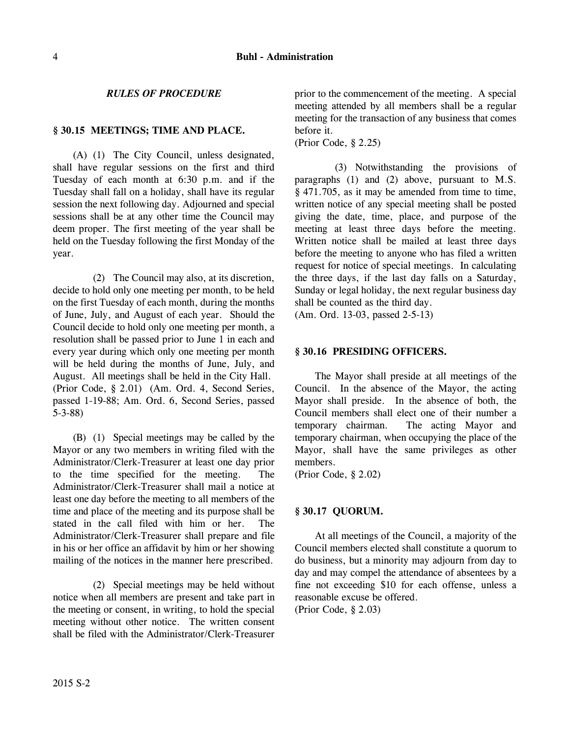*RULES OF PROCEDURE*

**§ 30.15 MEETINGS; TIME AND PLACE.**

(A) (1) The City Council, unless designated, shall have regular sessions on the first and third Tuesday of each month at 6:30 p.m. and if the Tuesday shall fall on a holiday, shall have its regular session the next following day. Adjourned and special sessions shall be at any other time the Council may deem proper. The first meeting of the year shall be held on the Tuesday following the first Monday of the year.

(2) The Council may also, at its discretion, decide to hold only one meeting per month, to be held on the first Tuesday of each month, during the months of June, July, and August of each year. Should the Council decide to hold only one meeting per month, a resolution shall be passed prior to June 1 in each and every year during which only one meeting per month will be held during the months of June, July, and August. All meetings shall be held in the City Hall.
(Prior Code, § 2.01) (Am. Ord. 4, Second Series, passed 1-19-88; Am. Ord. 6, Second Series, passed 5-3-88)

(B) (1) Special meetings may be called by the Mayor or any two members in writing filed with the Administrator/Clerk-Treasurer at least one day prior to the time specified for the meeting. The Administrator/Clerk-Treasurer shall mail a notice at least one day before the meeting to all members of the time and place of the meeting and its purpose shall be stated in the call filed with him or her. The Administrator/Clerk-Treasurer shall prepare and file in his or her office an affidavit by him or her showing mailing of the notices in the manner here prescribed.

(2) Special meetings may be held without notice when all members are present and take part in the meeting or consent, in writing, to hold the special meeting without other notice. The written consent shall be filed with the Administrator/Clerk-Treasurer prior to the commencement of the meeting. A special meeting attended by all members shall be a regular meeting for the transaction of any business that comes before it.
(Prior Code, § 2.25)

(3) Notwithstanding the provisions of paragraphs (1) and (2) above, pursuant to M.S. § 471.705, as it may be amended from time to time, written notice of any special meeting shall be posted giving the date, time, place, and purpose of the meeting at least three days before the meeting. Written notice shall be mailed at least three days before the meeting to anyone who has filed a written request for notice of special meetings. In calculating the three days, if the last day falls on a Saturday, Sunday or legal holiday, the next regular business day shall be counted as the third day.
(Am. Ord. 13-03, passed 2-5-13)

**§ 30.16 PRESIDING OFFICERS.**

The Mayor shall preside at all meetings of the Council. In the absence of the Mayor, the acting Mayor shall preside. In the absence of both, the Council members shall elect one of their number a temporary chairman. The acting Mayor and temporary chairman, when occupying the place of the Mayor, shall have the same privileges as other members.
(Prior Code, § 2.02)

**§ 30.17 QUORUM.**

At all meetings of the Council, a majority of the Council members elected shall constitute a quorum to do business, but a minority may adjourn from day to day and may compel the attendance of absentees by a fine not exceeding $10 for each offense, unless a reasonable excuse be offered.
(Prior Code, § 2.03)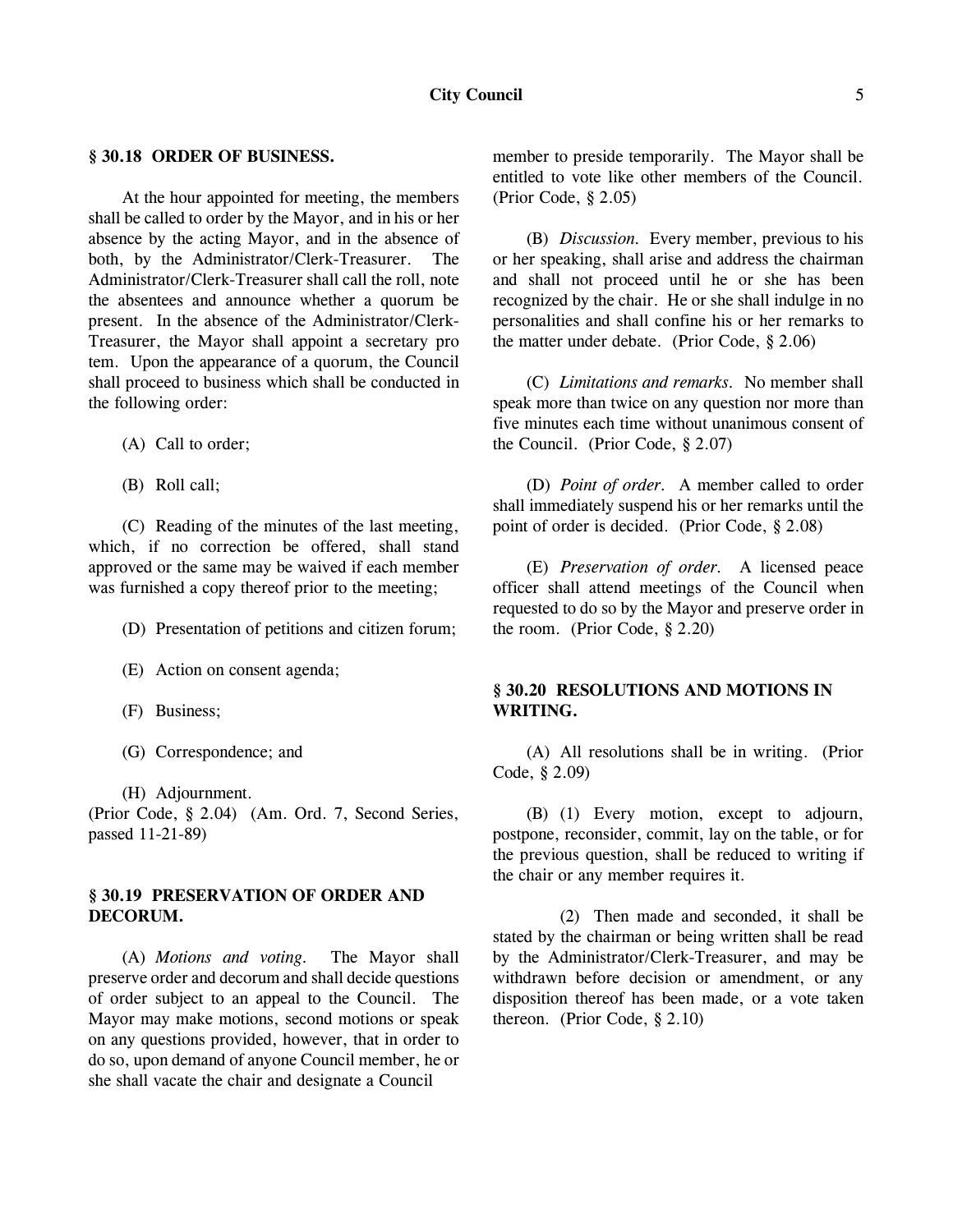## § 30.18 ORDER OF BUSINESS.

At the hour appointed for meeting, the members shall be called to order by the Mayor, and in his or her absence by the acting Mayor, and in the absence of both, by the Administrator/Clerk-Treasurer. The Administrator/Clerk-Treasurer shall call the roll, note the absentees and announce whether a quorum be present. In the absence of the Administrator/Clerk-Treasurer, the Mayor shall appoint a secretary pro tem. Upon the appearance of a quorum, the Council shall proceed to business which shall be conducted in the following order:

(A) Call to order;

(B) Roll call;

(C) Reading of the minutes of the last meeting, which, if no correction be offered, shall stand approved or the same may be waived if each member was furnished a copy thereof prior to the meeting;

(D) Presentation of petitions and citizen forum;

(E) Action on consent agenda;

(F) Business;

(G) Correspondence; and

(H) Adjournment.
(Prior Code, § 2.04) (Am. Ord. 7, Second Series, passed 11-21-89)

## § 30.19 PRESERVATION OF ORDER AND DECORUM.

(A) *Motions and voting.* The Mayor shall preserve order and decorum and shall decide questions of order subject to an appeal to the Council. The Mayor may make motions, second motions or speak on any questions provided, however, that in order to do so, upon demand of anyone Council member, he or she shall vacate the chair and designate a Council member to preside temporarily. The Mayor shall be entitled to vote like other members of the Council. (Prior Code, § 2.05)

(B) *Discussion.* Every member, previous to his or her speaking, shall arise and address the chairman and shall not proceed until he or she has been recognized by the chair. He or she shall indulge in no personalities and shall confine his or her remarks to the matter under debate. (Prior Code, § 2.06)

(C) *Limitations and remarks.* No member shall speak more than twice on any question nor more than five minutes each time without unanimous consent of the Council. (Prior Code, § 2.07)

(D) *Point of order.* A member called to order shall immediately suspend his or her remarks until the point of order is decided. (Prior Code, § 2.08)

(E) *Preservation of order.* A licensed peace officer shall attend meetings of the Council when requested to do so by the Mayor and preserve order in the room. (Prior Code, § 2.20)

## § 30.20 RESOLUTIONS AND MOTIONS IN WRITING.

(A) All resolutions shall be in writing. (Prior Code, § 2.09)

(B) (1) Every motion, except to adjourn, postpone, reconsider, commit, lay on the table, or for the previous question, shall be reduced to writing if the chair or any member requires it.

(2) Then made and seconded, it shall be stated by the chairman or being written shall be read by the Administrator/Clerk-Treasurer, and may be withdrawn before decision or amendment, or any disposition thereof has been made, or a vote taken thereon. (Prior Code, § 2.10)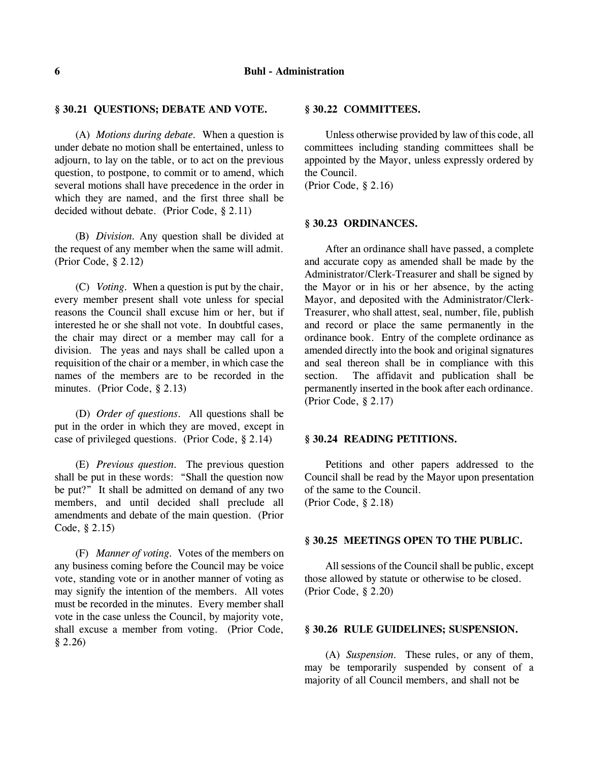### § 30.21 QUESTIONS; DEBATE AND VOTE.

(A) *Motions during debate.* When a question is under debate no motion shall be entertained, unless to adjourn, to lay on the table, or to act on the previous question, to postpone, to commit or to amend, which several motions shall have precedence in the order in which they are named, and the first three shall be decided without debate. (Prior Code, § 2.11)

(B) *Division.* Any question shall be divided at the request of any member when the same will admit. (Prior Code, § 2.12)

(C) *Voting.* When a question is put by the chair, every member present shall vote unless for special reasons the Council shall excuse him or her, but if interested he or she shall not vote. In doubtful cases, the chair may direct or a member may call for a division. The yeas and nays shall be called upon a requisition of the chair or a member, in which case the names of the members are to be recorded in the minutes. (Prior Code, § 2.13)

(D) *Order of questions.* All questions shall be put in the order in which they are moved, except in case of privileged questions. (Prior Code, § 2.14)

(E) *Previous question.* The previous question shall be put in these words: "Shall the question now be put?" It shall be admitted on demand of any two members, and until decided shall preclude all amendments and debate of the main question. (Prior Code, § 2.15)

(F) *Manner of voting.* Votes of the members on any business coming before the Council may be voice vote, standing vote or in another manner of voting as may signify the intention of the members. All votes must be recorded in the minutes. Every member shall vote in the case unless the Council, by majority vote, shall excuse a member from voting. (Prior Code, § 2.26)

### § 30.22 COMMITTEES.

Unless otherwise provided by law of this code, all committees including standing committees shall be appointed by the Mayor, unless expressly ordered by the Council.
(Prior Code, § 2.16)

### § 30.23 ORDINANCES.

After an ordinance shall have passed, a complete and accurate copy as amended shall be made by the Administrator/Clerk-Treasurer and shall be signed by the Mayor or in his or her absence, by the acting Mayor, and deposited with the Administrator/Clerk-Treasurer, who shall attest, seal, number, file, publish and record or place the same permanently in the ordinance book. Entry of the complete ordinance as amended directly into the book and original signatures and seal thereon shall be in compliance with this section. The affidavit and publication shall be permanently inserted in the book after each ordinance.
(Prior Code, § 2.17)

### § 30.24 READING PETITIONS.

Petitions and other papers addressed to the Council shall be read by the Mayor upon presentation of the same to the Council.
(Prior Code, § 2.18)

### § 30.25 MEETINGS OPEN TO THE PUBLIC.

All sessions of the Council shall be public, except those allowed by statute or otherwise to be closed.
(Prior Code, § 2.20)

### § 30.26 RULE GUIDELINES; SUSPENSION.

(A) *Suspension.* These rules, or any of them, may be temporarily suspended by consent of a majority of all Council members, and shall not be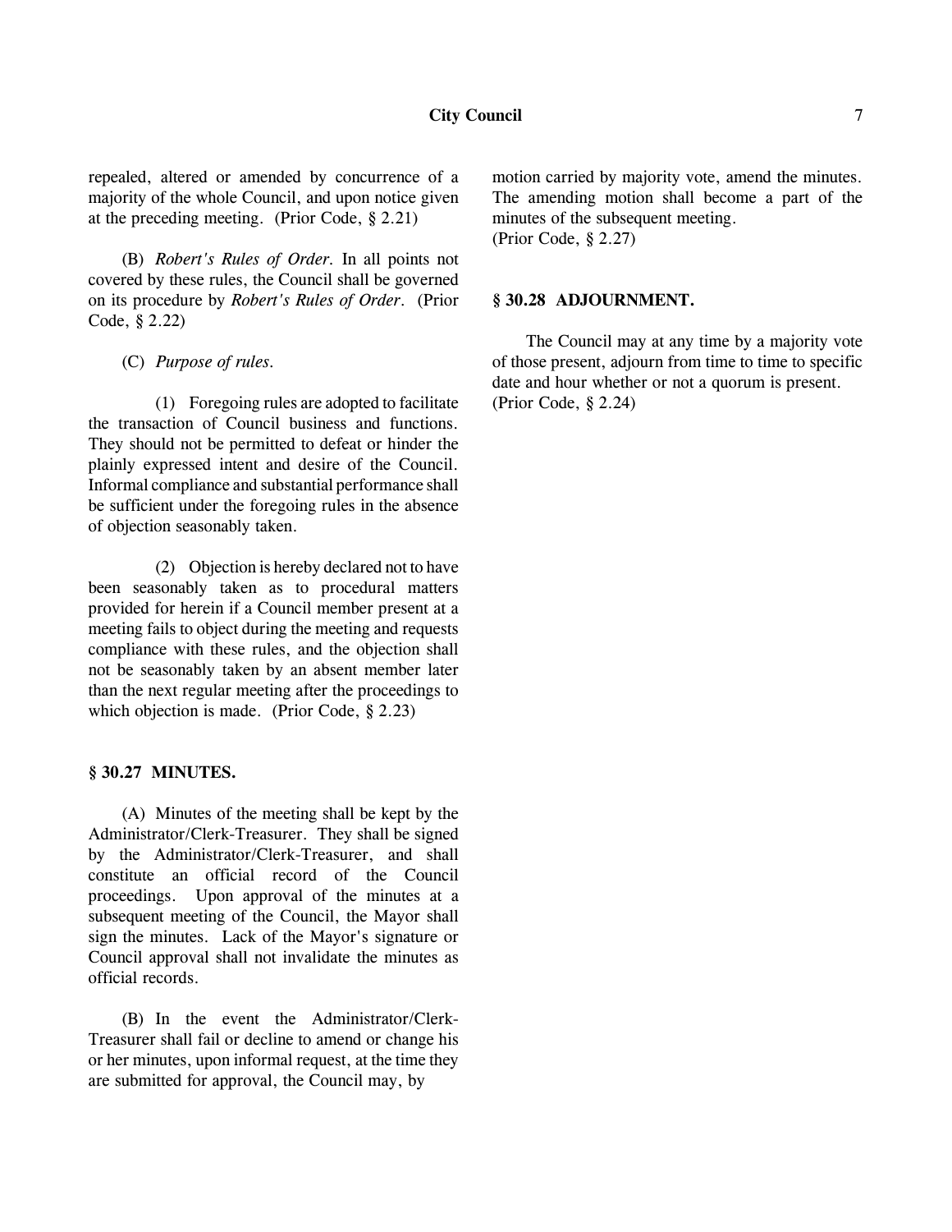repealed, altered or amended by concurrence of a majority of the whole Council, and upon notice given at the preceding meeting. (Prior Code, § 2.21)

(B) *Robert's Rules of Order*. In all points not covered by these rules, the Council shall be governed on its procedure by *Robert's Rules of Order*. (Prior Code, § 2.22)

(C) *Purpose of rules*.

(1) Foregoing rules are adopted to facilitate the transaction of Council business and functions. They should not be permitted to defeat or hinder the plainly expressed intent and desire of the Council. Informal compliance and substantial performance shall be sufficient under the foregoing rules in the absence of objection seasonably taken.

(2) Objection is hereby declared not to have been seasonably taken as to procedural matters provided for herein if a Council member present at a meeting fails to object during the meeting and requests compliance with these rules, and the objection shall not be seasonably taken by an absent member later than the next regular meeting after the proceedings to which objection is made. (Prior Code, § 2.23)

### § 30.27 MINUTES.

(A) Minutes of the meeting shall be kept by the Administrator/Clerk-Treasurer. They shall be signed by the Administrator/Clerk-Treasurer, and shall constitute an official record of the Council proceedings. Upon approval of the minutes at a subsequent meeting of the Council, the Mayor shall sign the minutes. Lack of the Mayor's signature or Council approval shall not invalidate the minutes as official records.

(B) In the event the Administrator/Clerk-Treasurer shall fail or decline to amend or change his or her minutes, upon informal request, at the time they are submitted for approval, the Council may, by motion carried by majority vote, amend the minutes. The amending motion shall become a part of the minutes of the subsequent meeting.
(Prior Code, § 2.27)

### § 30.28 ADJOURNMENT.

The Council may at any time by a majority vote of those present, adjourn from time to time to specific date and hour whether or not a quorum is present.
(Prior Code, § 2.24)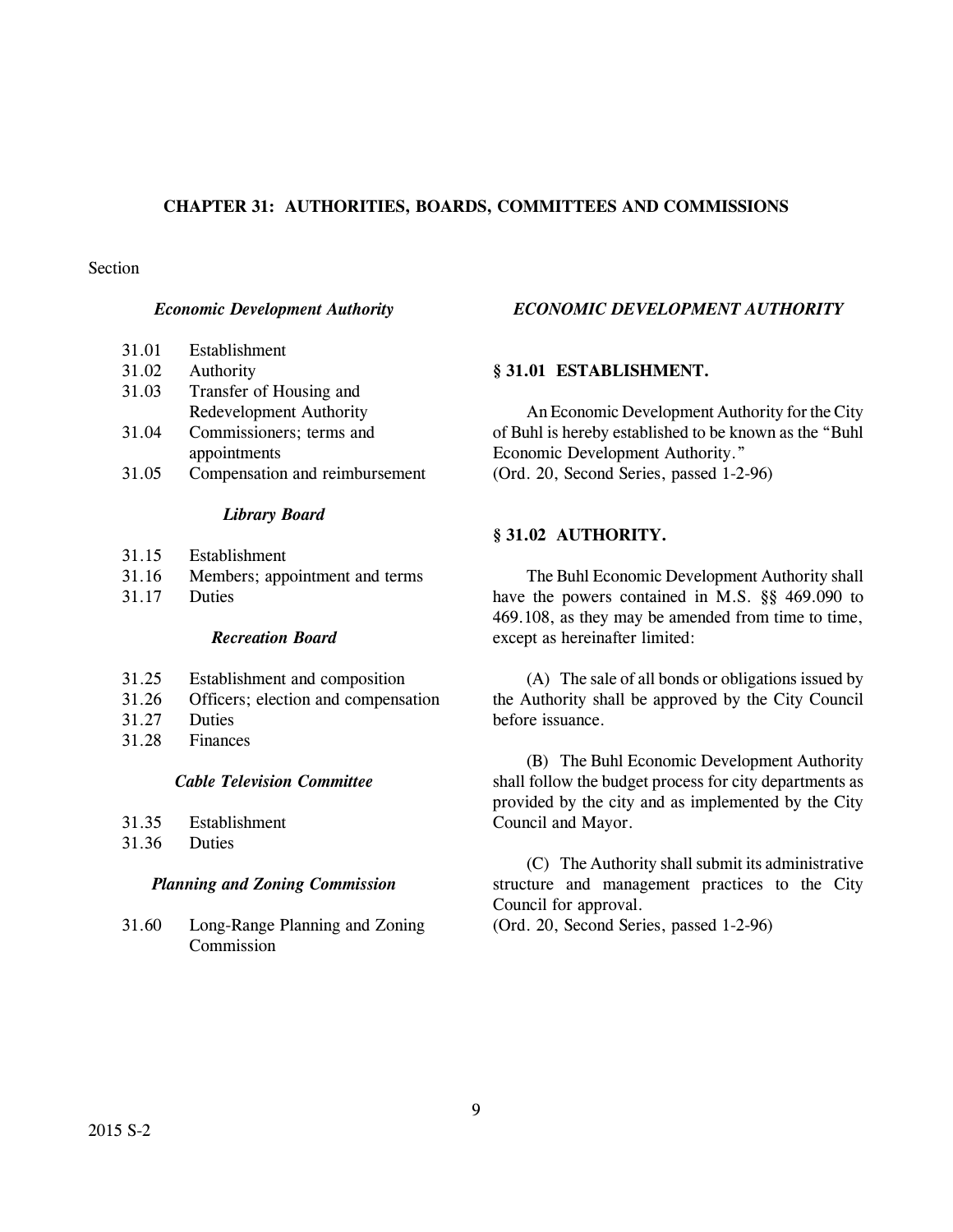# CHAPTER 31: AUTHORITIES, BOARDS, COMMITTEES AND COMMISSIONS

Section

*Economic Development Authority*

- 31.01 Establishment
- 31.02 Authority
- 31.03 Transfer of Housing and Redevelopment Authority
- 31.04 Commissioners; terms and appointments
- 31.05 Compensation and reimbursement

*Library Board*

- 31.15 Establishment
- 31.16 Members; appointment and terms
- 31.17 Duties

*Recreation Board*

- 31.25 Establishment and composition
- 31.26 Officers; election and compensation
- 31.27 Duties
- 31.28 Finances

*Cable Television Committee*

- 31.35 Establishment
- 31.36 Duties

*Planning and Zoning Commission*

- 31.60 Long-Range Planning and Zoning Commission

## *ECONOMIC DEVELOPMENT AUTHORITY*

### § 31.01 ESTABLISHMENT.

An Economic Development Authority for the City of Buhl is hereby established to be known as the "Buhl Economic Development Authority."
(Ord. 20, Second Series, passed 1-2-96)

### § 31.02 AUTHORITY.

The Buhl Economic Development Authority shall have the powers contained in M.S. §§ 469.090 to 469.108, as they may be amended from time to time, except as hereinafter limited:

(A) The sale of all bonds or obligations issued by the Authority shall be approved by the City Council before issuance.

(B) The Buhl Economic Development Authority shall follow the budget process for city departments as provided by the city and as implemented by the City Council and Mayor.

(C) The Authority shall submit its administrative structure and management practices to the City Council for approval.
(Ord. 20, Second Series, passed 1-2-96)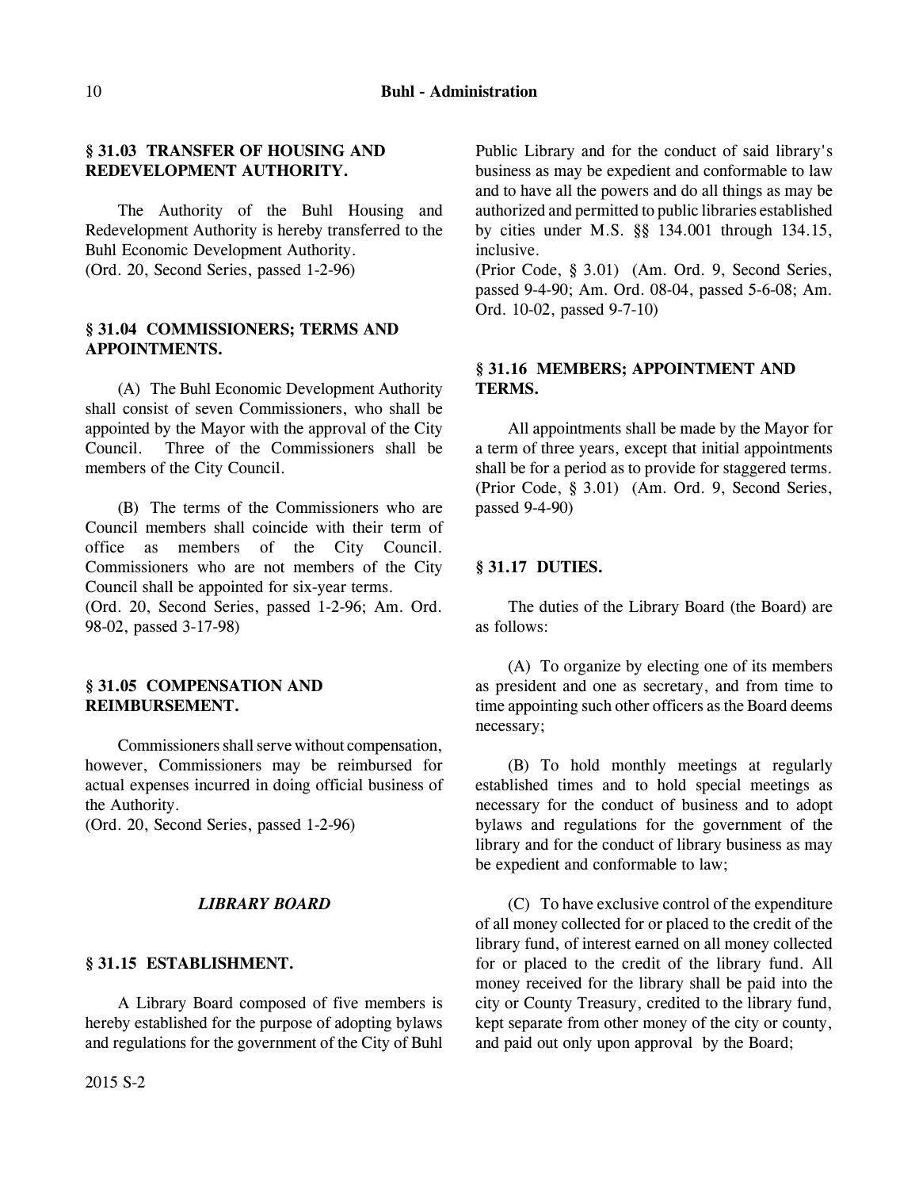### § 31.03 TRANSFER OF HOUSING AND REDEVELOPMENT AUTHORITY.

The Authority of the Buhl Housing and Redevelopment Authority is hereby transferred to the Buhl Economic Development Authority.
(Ord. 20, Second Series, passed 1-2-96)

### § 31.04 COMMISSIONERS; TERMS AND APPOINTMENTS.

(A) The Buhl Economic Development Authority shall consist of seven Commissioners, who shall be appointed by the Mayor with the approval of the City Council. Three of the Commissioners shall be members of the City Council.

(B) The terms of the Commissioners who are Council members shall coincide with their term of office as members of the City Council. Commissioners who are not members of the City Council shall be appointed for six-year terms.
(Ord. 20, Second Series, passed 1-2-96; Am. Ord. 98-02, passed 3-17-98)

### § 31.05 COMPENSATION AND REIMBURSEMENT.

Commissioners shall serve without compensation, however, Commissioners may be reimbursed for actual expenses incurred in doing official business of the Authority.
(Ord. 20, Second Series, passed 1-2-96)

## *LIBRARY BOARD*

### § 31.15 ESTABLISHMENT.

A Library Board composed of five members is hereby established for the purpose of adopting bylaws and regulations for the government of the City of Buhl Public Library and for the conduct of said library's business as may be expedient and conformable to law and to have all the powers and do all things as may be authorized and permitted to public libraries established by cities under M.S. §§ 134.001 through 134.15, inclusive.
(Prior Code, § 3.01) (Am. Ord. 9, Second Series, passed 9-4-90; Am. Ord. 08-04, passed 5-6-08; Am. Ord. 10-02, passed 9-7-10)

### § 31.16 MEMBERS; APPOINTMENT AND TERMS.

All appointments shall be made by the Mayor for a term of three years, except that initial appointments shall be for a period as to provide for staggered terms.
(Prior Code, § 3.01) (Am. Ord. 9, Second Series, passed 9-4-90)

### § 31.17 DUTIES.

The duties of the Library Board (the Board) are as follows:

(A) To organize by electing one of its members as president and one as secretary, and from time to time appointing such other officers as the Board deems necessary;

(B) To hold monthly meetings at regularly established times and to hold special meetings as necessary for the conduct of business and to adopt bylaws and regulations for the government of the library and for the conduct of library business as may be expedient and conformable to law;

(C) To have exclusive control of the expenditure of all money collected for or placed to the credit of the library fund, of interest earned on all money collected for or placed to the credit of the library fund. All money received for the library shall be paid into the city or County Treasury, credited to the library fund, kept separate from other money of the city or county, and paid out only upon approval by the Board;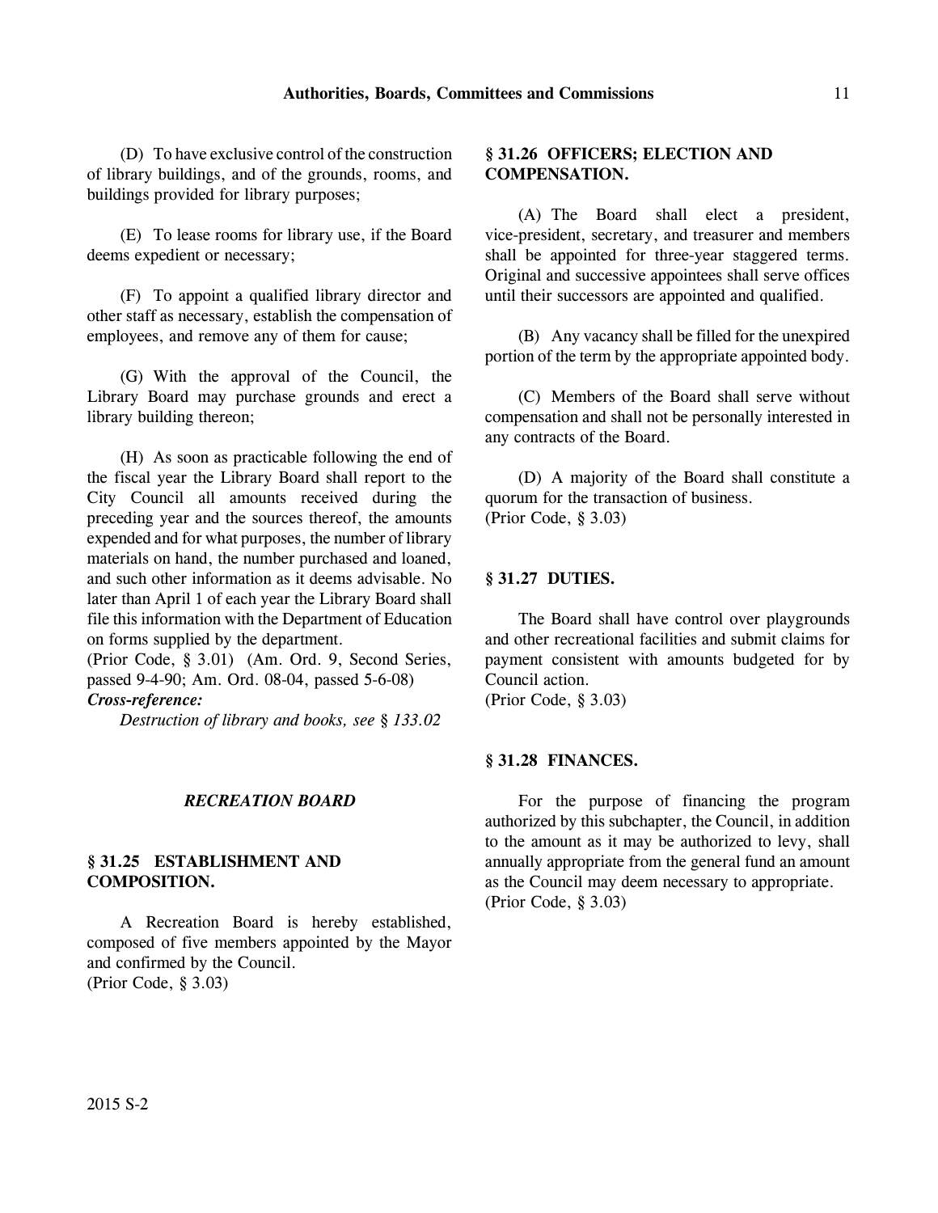(D) To have exclusive control of the construction of library buildings, and of the grounds, rooms, and buildings provided for library purposes;

(E) To lease rooms for library use, if the Board deems expedient or necessary;

(F) To appoint a qualified library director and other staff as necessary, establish the compensation of employees, and remove any of them for cause;

(G) With the approval of the Council, the Library Board may purchase grounds and erect a library building thereon;

(H) As soon as practicable following the end of the fiscal year the Library Board shall report to the City Council all amounts received during the preceding year and the sources thereof, the amounts expended and for what purposes, the number of library materials on hand, the number purchased and loaned, and such other information as it deems advisable. No later than April 1 of each year the Library Board shall file this information with the Department of Education on forms supplied by the department.
(Prior Code, § 3.01) (Am. Ord. 9, Second Series, passed 9-4-90; Am. Ord. 08-04, passed 5-6-08)

***Cross-reference:***

*Destruction of library and books, see § 133.02*

## *RECREATION BOARD*

### § 31.25 ESTABLISHMENT AND COMPOSITION.

A Recreation Board is hereby established, composed of five members appointed by the Mayor and confirmed by the Council.
(Prior Code, § 3.03)

### § 31.26 OFFICERS; ELECTION AND COMPENSATION.

(A) The Board shall elect a president, vice-president, secretary, and treasurer and members shall be appointed for three-year staggered terms. Original and successive appointees shall serve offices until their successors are appointed and qualified.

(B) Any vacancy shall be filled for the unexpired portion of the term by the appropriate appointed body.

(C) Members of the Board shall serve without compensation and shall not be personally interested in any contracts of the Board.

(D) A majority of the Board shall constitute a quorum for the transaction of business.
(Prior Code, § 3.03)

### § 31.27 DUTIES.

The Board shall have control over playgrounds and other recreational facilities and submit claims for payment consistent with amounts budgeted for by Council action.
(Prior Code, § 3.03)

### § 31.28 FINANCES.

For the purpose of financing the program authorized by this subchapter, the Council, in addition to the amount as it may be authorized to levy, shall annually appropriate from the general fund an amount as the Council may deem necessary to appropriate.
(Prior Code, § 3.03)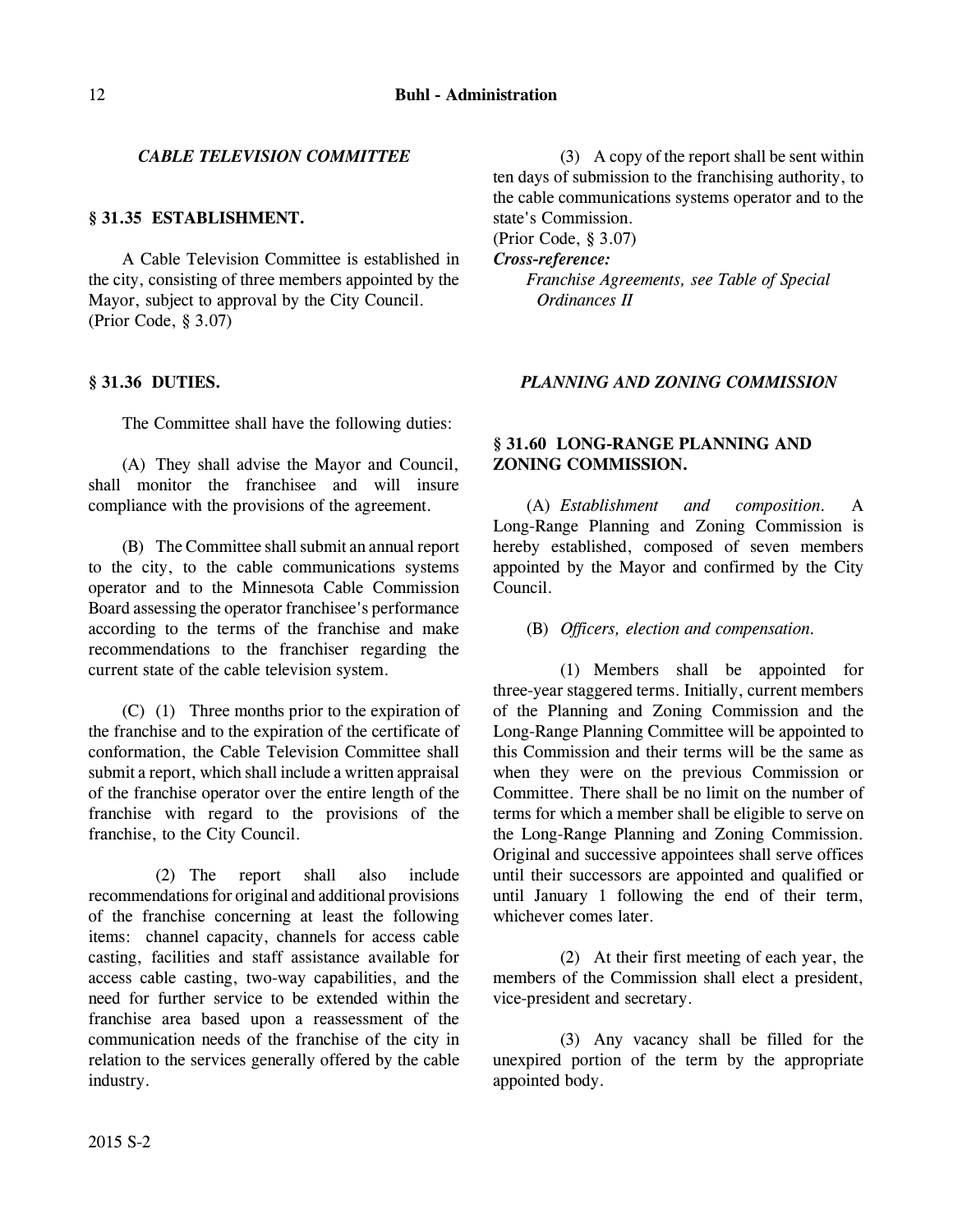### *CABLE TELEVISION COMMITTEE*

**§ 31.35 ESTABLISHMENT.**

A Cable Television Committee is established in the city, consisting of three members appointed by the Mayor, subject to approval by the City Council.
(Prior Code, § 3.07)

**§ 31.36 DUTIES.**

The Committee shall have the following duties:

(A) They shall advise the Mayor and Council, shall monitor the franchisee and will insure compliance with the provisions of the agreement.

(B) The Committee shall submit an annual report to the city, to the cable communications systems operator and to the Minnesota Cable Commission Board assessing the operator franchisee's performance according to the terms of the franchise and make recommendations to the franchiser regarding the current state of the cable television system.

(C) (1) Three months prior to the expiration of the franchise and to the expiration of the certificate of conformation, the Cable Television Committee shall submit a report, which shall include a written appraisal of the franchise operator over the entire length of the franchise with regard to the provisions of the franchise, to the City Council.

(2) The report shall also include recommendations for original and additional provisions of the franchise concerning at least the following items: channel capacity, channels for access cable casting, facilities and staff assistance available for access cable casting, two-way capabilities, and the need for further service to be extended within the franchise area based upon a reassessment of the communication needs of the franchise of the city in relation to the services generally offered by the cable industry.

(3) A copy of the report shall be sent within ten days of submission to the franchising authority, to the cable communications systems operator and to the state's Commission.
(Prior Code, § 3.07)

***Cross-reference:***

*Franchise Agreements, see Table of Special Ordinances II*

### *PLANNING AND ZONING COMMISSION*

**§ 31.60 LONG-RANGE PLANNING AND ZONING COMMISSION.**

(A) *Establishment and composition.* A Long-Range Planning and Zoning Commission is hereby established, composed of seven members appointed by the Mayor and confirmed by the City Council.

(B) *Officers, election and compensation.*

(1) Members shall be appointed for three-year staggered terms. Initially, current members of the Planning and Zoning Commission and the Long-Range Planning Committee will be appointed to this Commission and their terms will be the same as when they were on the previous Commission or Committee. There shall be no limit on the number of terms for which a member shall be eligible to serve on the Long-Range Planning and Zoning Commission. Original and successive appointees shall serve offices until their successors are appointed and qualified or until January 1 following the end of their term, whichever comes later.

(2) At their first meeting of each year, the members of the Commission shall elect a president, vice-president and secretary.

(3) Any vacancy shall be filled for the unexpired portion of the term by the appropriate appointed body.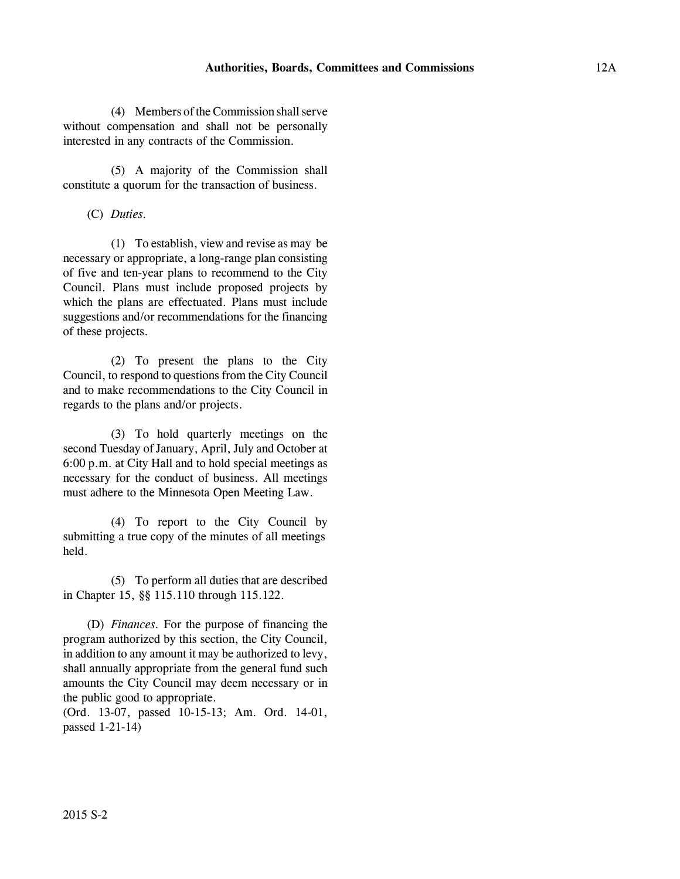(4) Members of the Commission shall serve without compensation and shall not be personally interested in any contracts of the Commission.

(5) A majority of the Commission shall constitute a quorum for the transaction of business.

(C) *Duties.*

(1) To establish, view and revise as may be necessary or appropriate, a long-range plan consisting of five and ten-year plans to recommend to the City Council. Plans must include proposed projects by which the plans are effectuated. Plans must include suggestions and/or recommendations for the financing of these projects.

(2) To present the plans to the City Council, to respond to questions from the City Council and to make recommendations to the City Council in regards to the plans and/or projects.

(3) To hold quarterly meetings on the second Tuesday of January, April, July and October at 6:00 p.m. at City Hall and to hold special meetings as necessary for the conduct of business. All meetings must adhere to the Minnesota Open Meeting Law.

(4) To report to the City Council by submitting a true copy of the minutes of all meetings held.

(5) To perform all duties that are described in Chapter 15, §§ 115.110 through 115.122.

(D) *Finances.* For the purpose of financing the program authorized by this section, the City Council, in addition to any amount it may be authorized to levy, shall annually appropriate from the general fund such amounts the City Council may deem necessary or in the public good to appropriate.
(Ord. 13-07, passed 10-15-13; Am. Ord. 14-01, passed 1-21-14)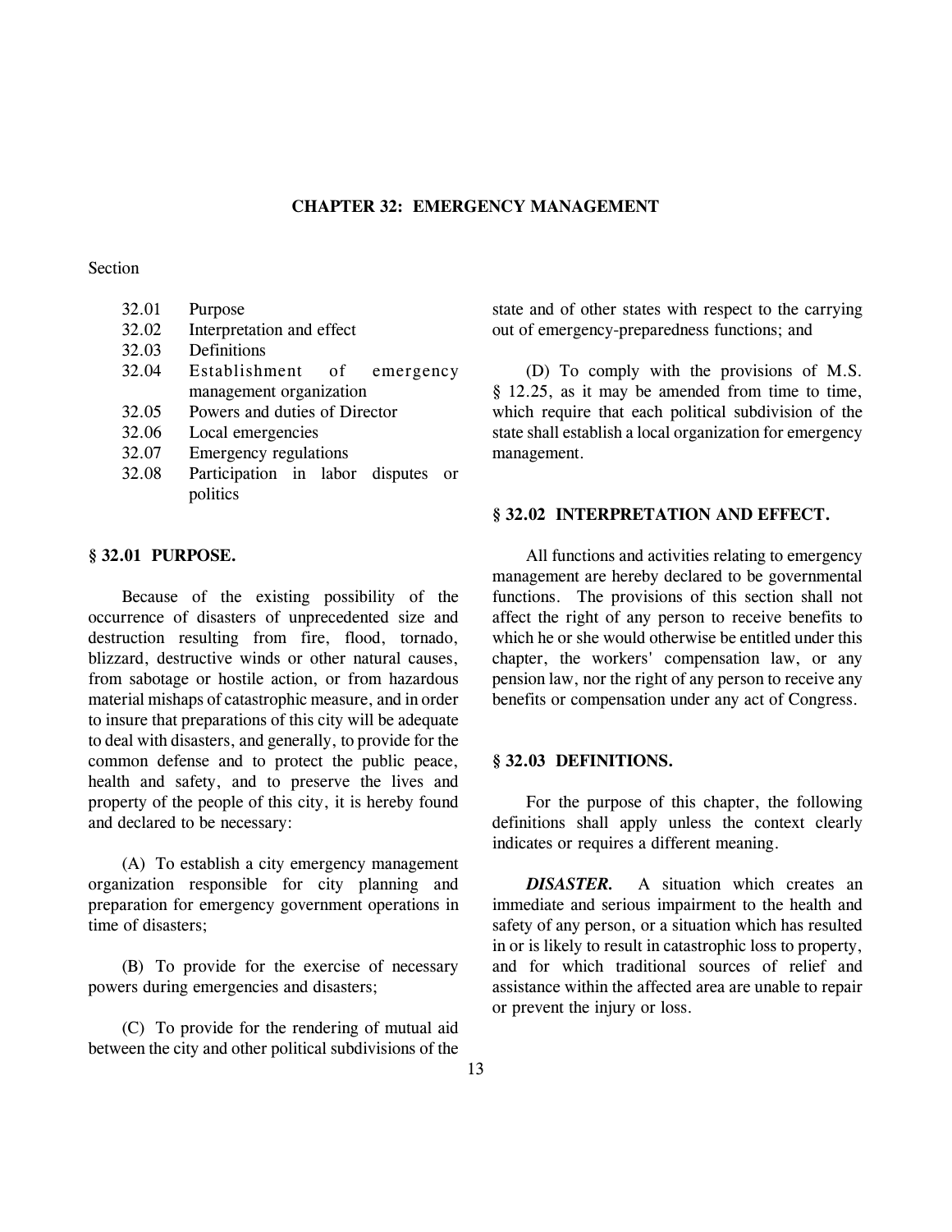## CHAPTER 32: EMERGENCY MANAGEMENT

Section

- 32.01 Purpose
- 32.02 Interpretation and effect
- 32.03 Definitions
- 32.04 Establishment of emergency management organization
- 32.05 Powers and duties of Director
- 32.06 Local emergencies
- 32.07 Emergency regulations
- 32.08 Participation in labor disputes or politics

### § 32.01 PURPOSE.

Because of the existing possibility of the occurrence of disasters of unprecedented size and destruction resulting from fire, flood, tornado, blizzard, destructive winds or other natural causes, from sabotage or hostile action, or from hazardous material mishaps of catastrophic measure, and in order to insure that preparations of this city will be adequate to deal with disasters, and generally, to provide for the common defense and to protect the public peace, health and safety, and to preserve the lives and property of the people of this city, it is hereby found and declared to be necessary:

(A) To establish a city emergency management organization responsible for city planning and preparation for emergency government operations in time of disasters;

(B) To provide for the exercise of necessary powers during emergencies and disasters;

(C) To provide for the rendering of mutual aid between the city and other political subdivisions of the state and of other states with respect to the carrying out of emergency-preparedness functions; and

(D) To comply with the provisions of M.S. § 12.25, as it may be amended from time to time, which require that each political subdivision of the state shall establish a local organization for emergency management.

### § 32.02 INTERPRETATION AND EFFECT.

All functions and activities relating to emergency management are hereby declared to be governmental functions. The provisions of this section shall not affect the right of any person to receive benefits to which he or she would otherwise be entitled under this chapter, the workers' compensation law, or any pension law, nor the right of any person to receive any benefits or compensation under any act of Congress.

### § 32.03 DEFINITIONS.

For the purpose of this chapter, the following definitions shall apply unless the context clearly indicates or requires a different meaning.

***DISASTER.*** A situation which creates an immediate and serious impairment to the health and safety of any person, or a situation which has resulted in or is likely to result in catastrophic loss to property, and for which traditional sources of relief and assistance within the affected area are unable to repair or prevent the injury or loss.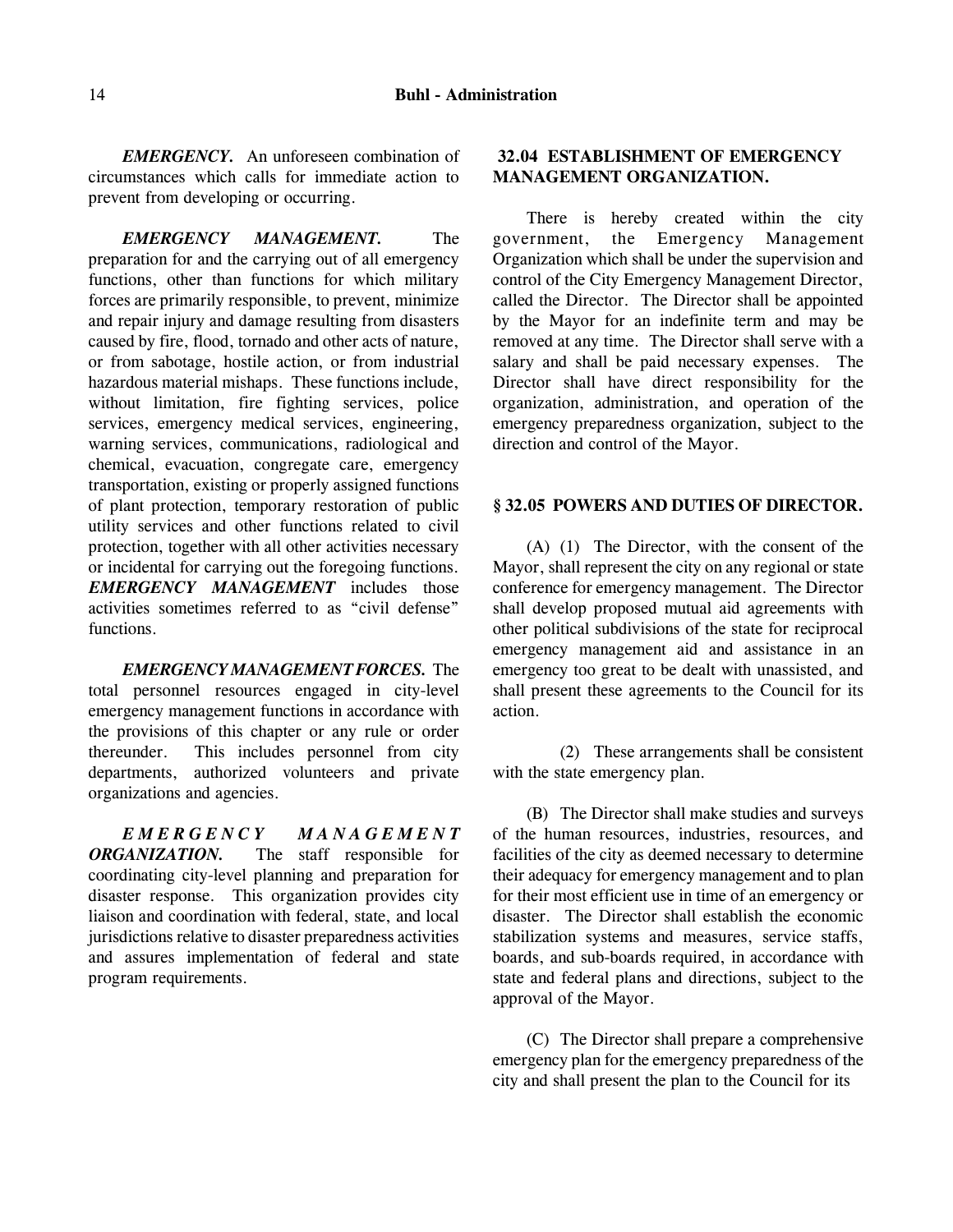***EMERGENCY.*** An unforeseen combination of circumstances which calls for immediate action to prevent from developing or occurring.

***EMERGENCY MANAGEMENT.*** The preparation for and the carrying out of all emergency functions, other than functions for which military forces are primarily responsible, to prevent, minimize and repair injury and damage resulting from disasters caused by fire, flood, tornado and other acts of nature, or from sabotage, hostile action, or from industrial hazardous material mishaps. These functions include, without limitation, fire fighting services, police services, emergency medical services, engineering, warning services, communications, radiological and chemical, evacuation, congregate care, emergency transportation, existing or properly assigned functions of plant protection, temporary restoration of public utility services and other functions related to civil protection, together with all other activities necessary or incidental for carrying out the foregoing functions. ***EMERGENCY MANAGEMENT*** includes those activities sometimes referred to as "civil defense" functions.

***EMERGENCY MANAGEMENT FORCES.*** The total personnel resources engaged in city-level emergency management functions in accordance with the provisions of this chapter or any rule or order thereunder. This includes personnel from city departments, authorized volunteers and private organizations and agencies.

***EMERGENCY MANAGEMENT ORGANIZATION.*** The staff responsible for coordinating city-level planning and preparation for disaster response. This organization provides city liaison and coordination with federal, state, and local jurisdictions relative to disaster preparedness activities and assures implementation of federal and state program requirements.

## 32.04 ESTABLISHMENT OF EMERGENCY MANAGEMENT ORGANIZATION.

There is hereby created within the city government, the Emergency Management Organization which shall be under the supervision and control of the City Emergency Management Director, called the Director. The Director shall be appointed by the Mayor for an indefinite term and may be removed at any time. The Director shall serve with a salary and shall be paid necessary expenses. The Director shall have direct responsibility for the organization, administration, and operation of the emergency preparedness organization, subject to the direction and control of the Mayor.

## § 32.05 POWERS AND DUTIES OF DIRECTOR.

(A) (1) The Director, with the consent of the Mayor, shall represent the city on any regional or state conference for emergency management. The Director shall develop proposed mutual aid agreements with other political subdivisions of the state for reciprocal emergency management aid and assistance in an emergency too great to be dealt with unassisted, and shall present these agreements to the Council for its action.

(2) These arrangements shall be consistent with the state emergency plan.

(B) The Director shall make studies and surveys of the human resources, industries, resources, and facilities of the city as deemed necessary to determine their adequacy for emergency management and to plan for their most efficient use in time of an emergency or disaster. The Director shall establish the economic stabilization systems and measures, service staffs, boards, and sub-boards required, in accordance with state and federal plans and directions, subject to the approval of the Mayor.

(C) The Director shall prepare a comprehensive emergency plan for the emergency preparedness of the city and shall present the plan to the Council for its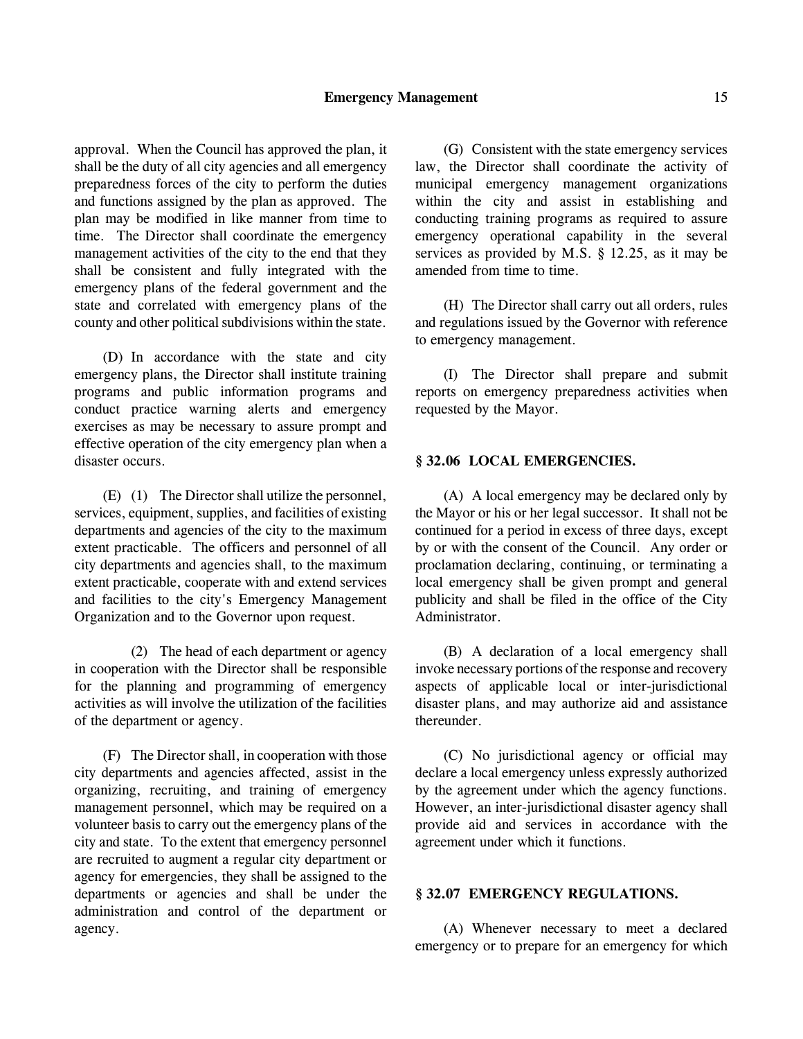approval. When the Council has approved the plan, it shall be the duty of all city agencies and all emergency preparedness forces of the city to perform the duties and functions assigned by the plan as approved. The plan may be modified in like manner from time to time. The Director shall coordinate the emergency management activities of the city to the end that they shall be consistent and fully integrated with the emergency plans of the federal government and the state and correlated with emergency plans of the county and other political subdivisions within the state.

(D) In accordance with the state and city emergency plans, the Director shall institute training programs and public information programs and conduct practice warning alerts and emergency exercises as may be necessary to assure prompt and effective operation of the city emergency plan when a disaster occurs.

(E) (1) The Director shall utilize the personnel, services, equipment, supplies, and facilities of existing departments and agencies of the city to the maximum extent practicable. The officers and personnel of all city departments and agencies shall, to the maximum extent practicable, cooperate with and extend services and facilities to the city's Emergency Management Organization and to the Governor upon request.

(2) The head of each department or agency in cooperation with the Director shall be responsible for the planning and programming of emergency activities as will involve the utilization of the facilities of the department or agency.

(F) The Director shall, in cooperation with those city departments and agencies affected, assist in the organizing, recruiting, and training of emergency management personnel, which may be required on a volunteer basis to carry out the emergency plans of the city and state. To the extent that emergency personnel are recruited to augment a regular city department or agency for emergencies, they shall be assigned to the departments or agencies and shall be under the administration and control of the department or agency.

(G) Consistent with the state emergency services law, the Director shall coordinate the activity of municipal emergency management organizations within the city and assist in establishing and conducting training programs as required to assure emergency operational capability in the several services as provided by M.S. § 12.25, as it may be amended from time to time.

(H) The Director shall carry out all orders, rules and regulations issued by the Governor with reference to emergency management.

(I) The Director shall prepare and submit reports on emergency preparedness activities when requested by the Mayor.

### § 32.06 LOCAL EMERGENCIES.

(A) A local emergency may be declared only by the Mayor or his or her legal successor. It shall not be continued for a period in excess of three days, except by or with the consent of the Council. Any order or proclamation declaring, continuing, or terminating a local emergency shall be given prompt and general publicity and shall be filed in the office of the City Administrator.

(B) A declaration of a local emergency shall invoke necessary portions of the response and recovery aspects of applicable local or inter-jurisdictional disaster plans, and may authorize aid and assistance thereunder.

(C) No jurisdictional agency or official may declare a local emergency unless expressly authorized by the agreement under which the agency functions. However, an inter-jurisdictional disaster agency shall provide aid and services in accordance with the agreement under which it functions.

### § 32.07 EMERGENCY REGULATIONS.

(A) Whenever necessary to meet a declared emergency or to prepare for an emergency for which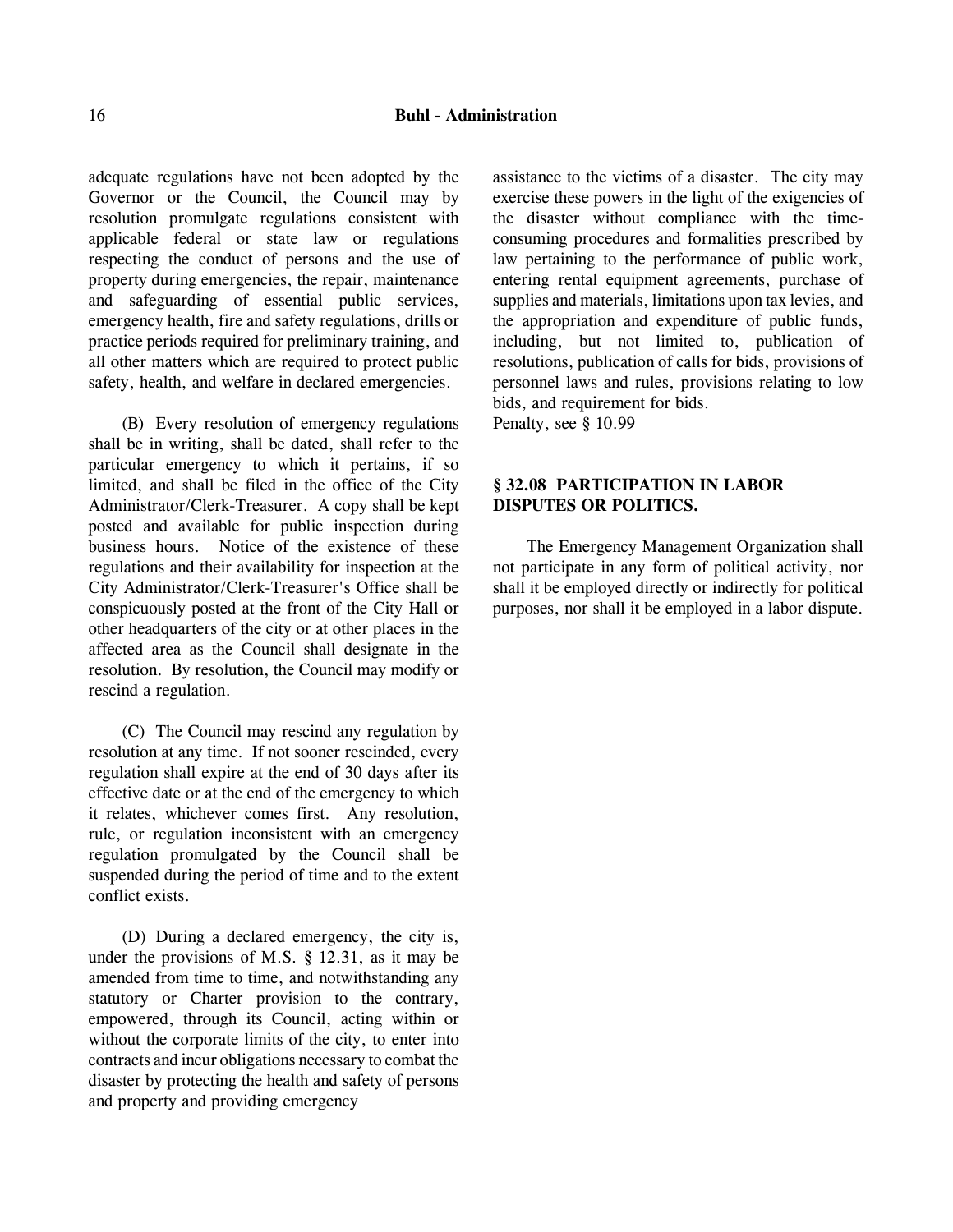adequate regulations have not been adopted by the Governor or the Council, the Council may by resolution promulgate regulations consistent with applicable federal or state law or regulations respecting the conduct of persons and the use of property during emergencies, the repair, maintenance and safeguarding of essential public services, emergency health, fire and safety regulations, drills or practice periods required for preliminary training, and all other matters which are required to protect public safety, health, and welfare in declared emergencies.

(B) Every resolution of emergency regulations shall be in writing, shall be dated, shall refer to the particular emergency to which it pertains, if so limited, and shall be filed in the office of the City Administrator/Clerk-Treasurer. A copy shall be kept posted and available for public inspection during business hours. Notice of the existence of these regulations and their availability for inspection at the City Administrator/Clerk-Treasurer's Office shall be conspicuously posted at the front of the City Hall or other headquarters of the city or at other places in the affected area as the Council shall designate in the resolution. By resolution, the Council may modify or rescind a regulation.

(C) The Council may rescind any regulation by resolution at any time. If not sooner rescinded, every regulation shall expire at the end of 30 days after its effective date or at the end of the emergency to which it relates, whichever comes first. Any resolution, rule, or regulation inconsistent with an emergency regulation promulgated by the Council shall be suspended during the period of time and to the extent conflict exists.

(D) During a declared emergency, the city is, under the provisions of M.S. § 12.31, as it may be amended from time to time, and notwithstanding any statutory or Charter provision to the contrary, empowered, through its Council, acting within or without the corporate limits of the city, to enter into contracts and incur obligations necessary to combat the disaster by protecting the health and safety of persons and property and providing emergency assistance to the victims of a disaster. The city may exercise these powers in the light of the exigencies of the disaster without compliance with the time-consuming procedures and formalities prescribed by law pertaining to the performance of public work, entering rental equipment agreements, purchase of supplies and materials, limitations upon tax levies, and the appropriation and expenditure of public funds, including, but not limited to, publication of resolutions, publication of calls for bids, provisions of personnel laws and rules, provisions relating to low bids, and requirement for bids.

Penalty, see § 10.99

### § 32.08 PARTICIPATION IN LABOR DISPUTES OR POLITICS.

The Emergency Management Organization shall not participate in any form of political activity, nor shall it be employed directly or indirectly for political purposes, nor shall it be employed in a labor dispute.